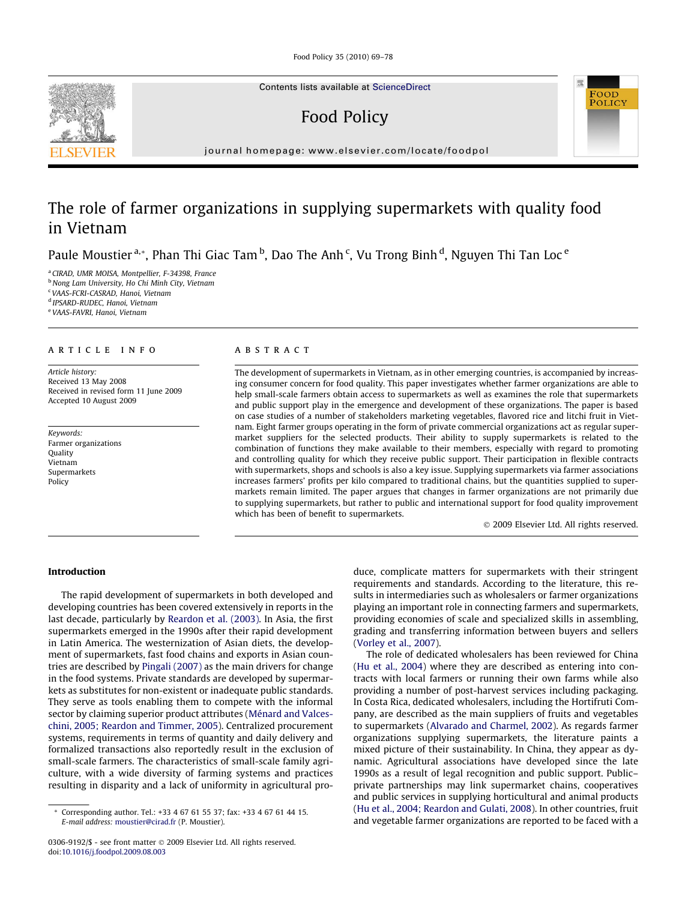Contents lists available at ScienceDirect

# Food Policy

journal homepage: www.elsevier.com/locate/foodpol

# The role of farmer organizations in supplying supermarkets with quality food in Vietnam

Paule Moustier [a,*], Phan Thi Giac Tam [b], Dao The Anh [c], Vu Trong Binh [d], Nguyen Thi Tan Loc [e]

[a] CIRAD, UMR MOISA, Montpellier, F-34398, France
[b] Nong Lam University, Ho Chi Minh City, Vietnam
[c] VAAS-FCRI-CASRAD, Hanoi, Vietnam
[d] IPSARD-RUDEC, Hanoi, Vietnam
[e] VAAS-FAVRI, Hanoi, Vietnam

## ARTICLE INFO

*Article history:*
Received 13 May 2008
Received in revised form 11 June 2009
Accepted 10 August 2009

*Keywords:*
Farmer organizations
Quality
Vietnam
Supermarkets
Policy

## ABSTRACT

The development of supermarkets in Vietnam, as in other emerging countries, is accompanied by increasing consumer concern for food quality. This paper investigates whether farmer organizations are able to help small-scale farmers obtain access to supermarkets as well as examines the role that supermarkets and public support play in the emergence and development of these organizations. The paper is based on case studies of a number of stakeholders marketing vegetables, flavored rice and litchi fruit in Vietnam. Eight farmer groups operating in the form of private commercial organizations act as regular supermarket suppliers for the selected products. Their ability to supply supermarkets is related to the combination of functions they make available to their members, especially with regard to promoting and controlling quality for which they receive public support. Their participation in flexible contracts with supermarkets, shops and schools is also a key issue. Supplying supermarkets via farmer associations increases farmers' profits per kilo compared to traditional chains, but the quantities supplied to supermarkets remain limited. The paper argues that changes in farmer organizations are not primarily due to supplying supermarkets, but rather to public and international support for food quality improvement which has been of benefit to supermarkets.

© 2009 Elsevier Ltd. All rights reserved.

## Introduction

The rapid development of supermarkets in both developed and developing countries has been covered extensively in reports in the last decade, particularly by Reardon et al. (2003). In Asia, the first supermarkets emerged in the 1990s after their rapid development in Latin America. The westernization of Asian diets, the development of supermarkets, fast food chains and exports in Asian countries are described by Pingali (2007) as the main drivers for change in the food systems. Private standards are developed by supermarkets as substitutes for non-existent or inadequate public standards. They serve as tools enabling them to compete with the informal sector by claiming superior product attributes (Ménard and Valceschini, 2005; Reardon and Timmer, 2005). Centralized procurement systems, requirements in terms of quantity and daily delivery and formalized transactions also reportedly result in the exclusion of small-scale farmers. The characteristics of small-scale family agriculture, with a wide diversity of farming systems and practices resulting in disparity and a lack of uniformity in agricultural produce, complicate matters for supermarkets with their stringent requirements and standards. According to the literature, this results in intermediaries such as wholesalers or farmer organizations playing an important role in connecting farmers and supermarkets, providing economies of scale and specialized skills in assembling, grading and transferring information between buyers and sellers (Vorley et al., 2007).

The role of dedicated wholesalers has been reviewed for China (Hu et al., 2004) where they are described as entering into contracts with local farmers or running their own farms while also providing a number of post-harvest services including packaging. In Costa Rica, dedicated wholesalers, including the Hortifruti Company, are described as the main suppliers of fruits and vegetables to supermarkets (Alvarado and Charmel, 2002). As regards farmer organizations supplying supermarkets, the literature paints a mixed picture of their sustainability. In China, they appear as dynamic. Agricultural associations have developed since the late 1990s as a result of legal recognition and public support. Public–private partnerships may link supermarket chains, cooperatives and public services in supplying horticultural and animal products (Hu et al., 2004; Reardon and Gulati, 2008). In other countries, fruit and vegetable farmer organizations are reported to be faced with a

---

* Corresponding author. Tel.: +33 4 67 61 55 37; fax: +33 4 67 61 44 15.
*E-mail address:* moustier@cirad.fr (P. Moustier).

0306-9192/$ - see front matter © 2009 Elsevier Ltd. All rights reserved.
doi:10.1016/j.foodpol.2009.08.003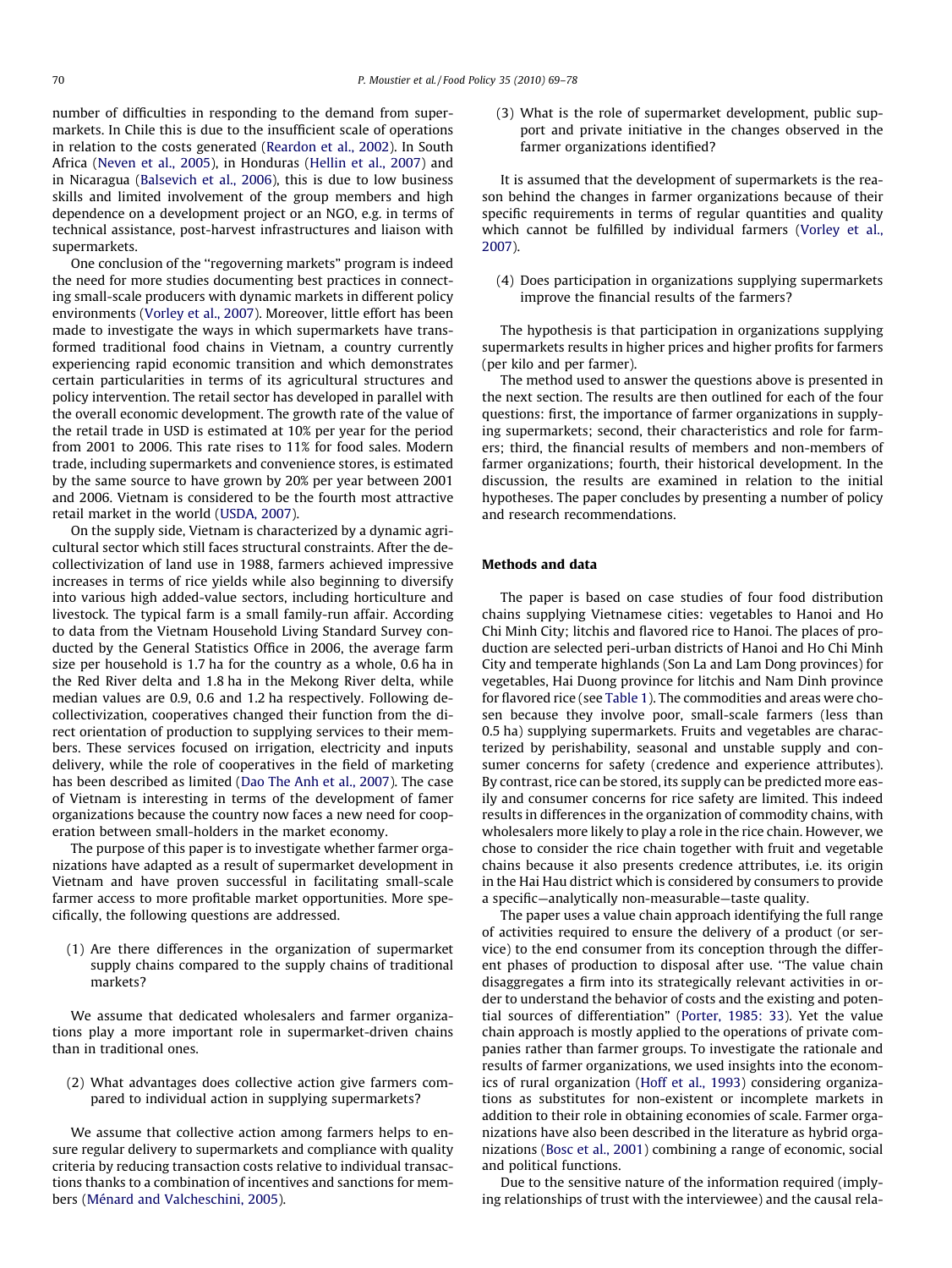number of difficulties in responding to the demand from supermarkets. In Chile this is due to the insufficient scale of operations in relation to the costs generated (Reardon et al., 2002). In South Africa (Neven et al., 2005), in Honduras (Hellin et al., 2007) and in Nicaragua (Balsevich et al., 2006), this is due to low business skills and limited involvement of the group members and high dependence on a development project or an NGO, e.g. in terms of technical assistance, post-harvest infrastructures and liaison with supermarkets.

One conclusion of the "regoverning markets" program is indeed the need for more studies documenting best practices in connecting small-scale producers with dynamic markets in different policy environments (Vorley et al., 2007). Moreover, little effort has been made to investigate the ways in which supermarkets have transformed traditional food chains in Vietnam, a country currently experiencing rapid economic transition and which demonstrates certain particularities in terms of its agricultural structures and policy intervention. The retail sector has developed in parallel with the overall economic development. The growth rate of the value of the retail trade in USD is estimated at 10% per year for the period from 2001 to 2006. This rate rises to 11% for food sales. Modern trade, including supermarkets and convenience stores, is estimated by the same source to have grown by 20% per year between 2001 and 2006. Vietnam is considered to be the fourth most attractive retail market in the world (USDA, 2007).

On the supply side, Vietnam is characterized by a dynamic agricultural sector which still faces structural constraints. After the decollectivization of land use in 1988, farmers achieved impressive increases in terms of rice yields while also beginning to diversify into various high added-value sectors, including horticulture and livestock. The typical farm is a small family-run affair. According to data from the Vietnam Household Living Standard Survey conducted by the General Statistics Office in 2006, the average farm size per household is 1.7 ha for the country as a whole, 0.6 ha in the Red River delta and 1.8 ha in the Mekong River delta, while median values are 0.9, 0.6 and 1.2 ha respectively. Following decollectivization, cooperatives changed their function from the direct orientation of production to supplying services to their members. These services focused on irrigation, electricity and inputs delivery, while the role of cooperatives in the field of marketing has been described as limited (Dao The Anh et al., 2007). The case of Vietnam is interesting in terms of the development of famer organizations because the country now faces a new need for cooperation between small-holders in the market economy.

The purpose of this paper is to investigate whether farmer organizations have adapted as a result of supermarket development in Vietnam and have proven successful in facilitating small-scale farmer access to more profitable market opportunities. More specifically, the following questions are addressed.

(1) Are there differences in the organization of supermarket supply chains compared to the supply chains of traditional markets?

We assume that dedicated wholesalers and farmer organizations play a more important role in supermarket-driven chains than in traditional ones.

(2) What advantages does collective action give farmers compared to individual action in supplying supermarkets?

We assume that collective action among farmers helps to ensure regular delivery to supermarkets and compliance with quality criteria by reducing transaction costs relative to individual transactions thanks to a combination of incentives and sanctions for members (Ménard and Valcheschini, 2005).

(3) What is the role of supermarket development, public support and private initiative in the changes observed in the farmer organizations identified?

It is assumed that the development of supermarkets is the reason behind the changes in farmer organizations because of their specific requirements in terms of regular quantities and quality which cannot be fulfilled by individual farmers (Vorley et al., 2007).

(4) Does participation in organizations supplying supermarkets improve the financial results of the farmers?

The hypothesis is that participation in organizations supplying supermarkets results in higher prices and higher profits for farmers (per kilo and per farmer).

The method used to answer the questions above is presented in the next section. The results are then outlined for each of the four questions: first, the importance of farmer organizations in supplying supermarkets; second, their characteristics and role for farmers; third, the financial results of members and non-members of farmer organizations; fourth, their historical development. In the discussion, the results are examined in relation to the initial hypotheses. The paper concludes by presenting a number of policy and research recommendations.

## Methods and data

The paper is based on case studies of four food distribution chains supplying Vietnamese cities: vegetables to Hanoi and Ho Chi Minh City; litchis and flavored rice to Hanoi. The places of production are selected peri-urban districts of Hanoi and Ho Chi Minh City and temperate highlands (Son La and Lam Dong provinces) for vegetables, Hai Duong province for litchis and Nam Dinh province for flavored rice (see Table 1). The commodities and areas were chosen because they involve poor, small-scale farmers (less than 0.5 ha) supplying supermarkets. Fruits and vegetables are characterized by perishability, seasonal and unstable supply and consumer concerns for safety (credence and experience attributes). By contrast, rice can be stored, its supply can be predicted more easily and consumer concerns for rice safety are limited. This indeed results in differences in the organization of commodity chains, with wholesalers more likely to play a role in the rice chain. However, we chose to consider the rice chain together with fruit and vegetable chains because it also presents credence attributes, i.e. its origin in the Hai Hau district which is considered by consumers to provide a specific—analytically non-measurable—taste quality.

The paper uses a value chain approach identifying the full range of activities required to ensure the delivery of a product (or service) to the end consumer from its conception through the different phases of production to disposal after use. "The value chain disaggregates a firm into its strategically relevant activities in order to understand the behavior of costs and the existing and potential sources of differentiation" (Porter, 1985: 33). Yet the value chain approach is mostly applied to the operations of private companies rather than farmer groups. To investigate the rationale and results of farmer organizations, we used insights into the economics of rural organization (Hoff et al., 1993) considering organizations as substitutes for non-existent or incomplete markets in addition to their role in obtaining economies of scale. Farmer organizations have also been described in the literature as hybrid organizations (Bosc et al., 2001) combining a range of economic, social and political functions.

Due to the sensitive nature of the information required (implying relationships of trust with the interviewee) and the causal rela-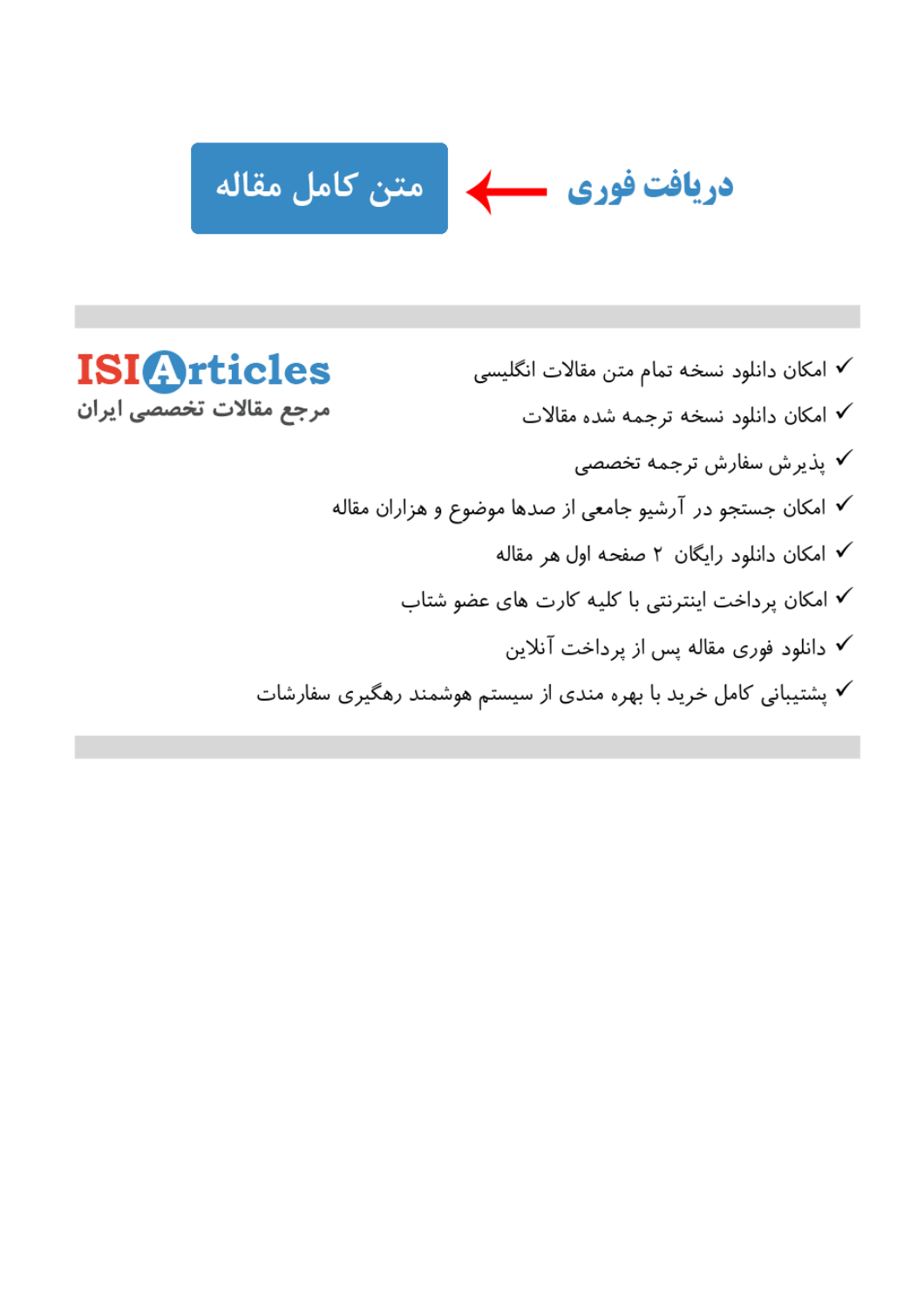دریافت فوری ← **متن کامل مقاله**

**ISIArticles**
مرجع مقالات تخصصی ایران

- ✓ امکان دانلود نسخه تمام متن مقالات انگلیسی
- ✓ امکان دانلود نسخه ترجمه شده مقالات
- ✓ پذیرش سفارش ترجمه تخصصی
- ✓ امکان جستجو در آرشیو جامعی از صدها موضوع و هزاران مقاله
- ✓ امکان دانلود رایگان ۲ صفحه اول هر مقاله
- ✓ امکان پرداخت اینترنتی با کلیه کارت های عضو شتاب
- ✓ دانلود فوری مقاله پس از پرداخت آنلاین
- ✓ پشتیبانی کامل خرید با بهره مندی از سیستم هوشمند رهگیری سفارشات